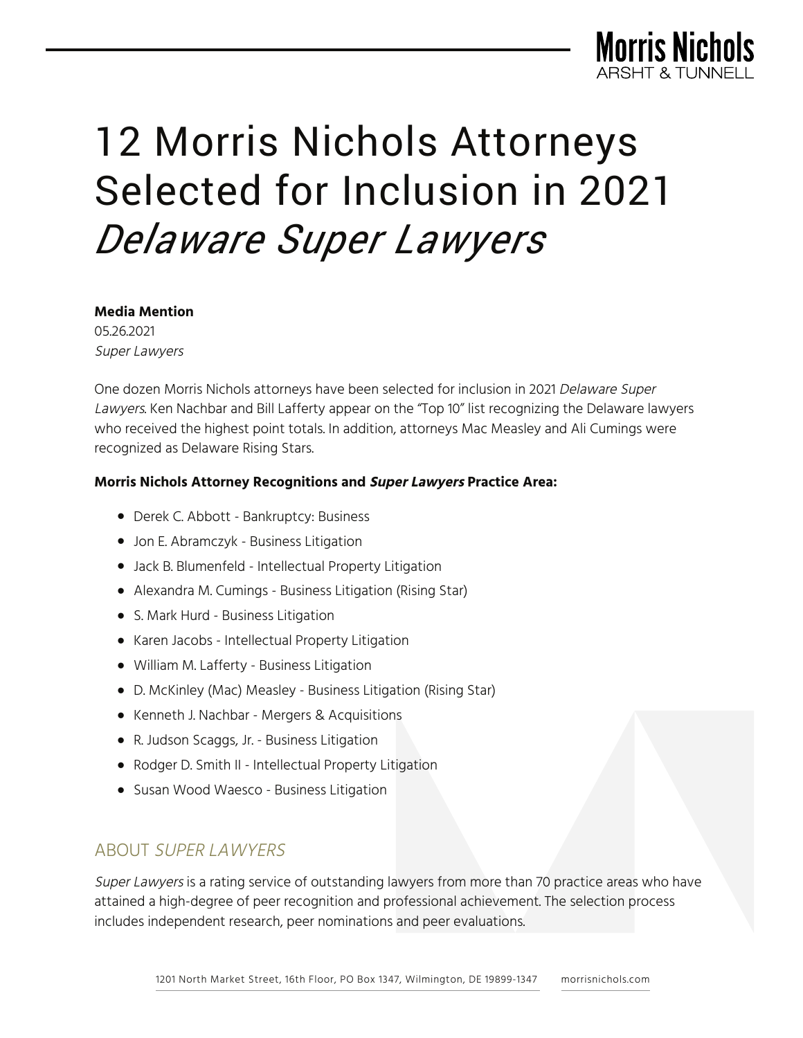# 12 Morris Nichols Attorneys Selected for Inclusion in 2021 *Delaware Super Lawyers*

**Media Mention**
05.26.2021
*Super Lawyers*

One dozen Morris Nichols attorneys have been selected for inclusion in 2021 *Delaware Super Lawyers*. Ken Nachbar and Bill Lafferty appear on the "Top 10" list recognizing the Delaware lawyers who received the highest point totals. In addition, attorneys Mac Measley and Ali Cumings were recognized as Delaware Rising Stars.

**Morris Nichols Attorney Recognitions and *Super Lawyers* Practice Area:**

- Derek C. Abbott - Bankruptcy: Business
- Jon E. Abramczyk - Business Litigation
- Jack B. Blumenfeld - Intellectual Property Litigation
- Alexandra M. Cumings - Business Litigation (Rising Star)
- S. Mark Hurd - Business Litigation
- Karen Jacobs - Intellectual Property Litigation
- William M. Lafferty - Business Litigation
- D. McKinley (Mac) Measley - Business Litigation (Rising Star)
- Kenneth J. Nachbar - Mergers & Acquisitions
- R. Judson Scaggs, Jr. - Business Litigation
- Rodger D. Smith II - Intellectual Property Litigation
- Susan Wood Waesco - Business Litigation

## ABOUT *SUPER LAWYERS*

*Super Lawyers* is a rating service of outstanding lawyers from more than 70 practice areas who have attained a high-degree of peer recognition and professional achievement. The selection process includes independent research, peer nominations and peer evaluations.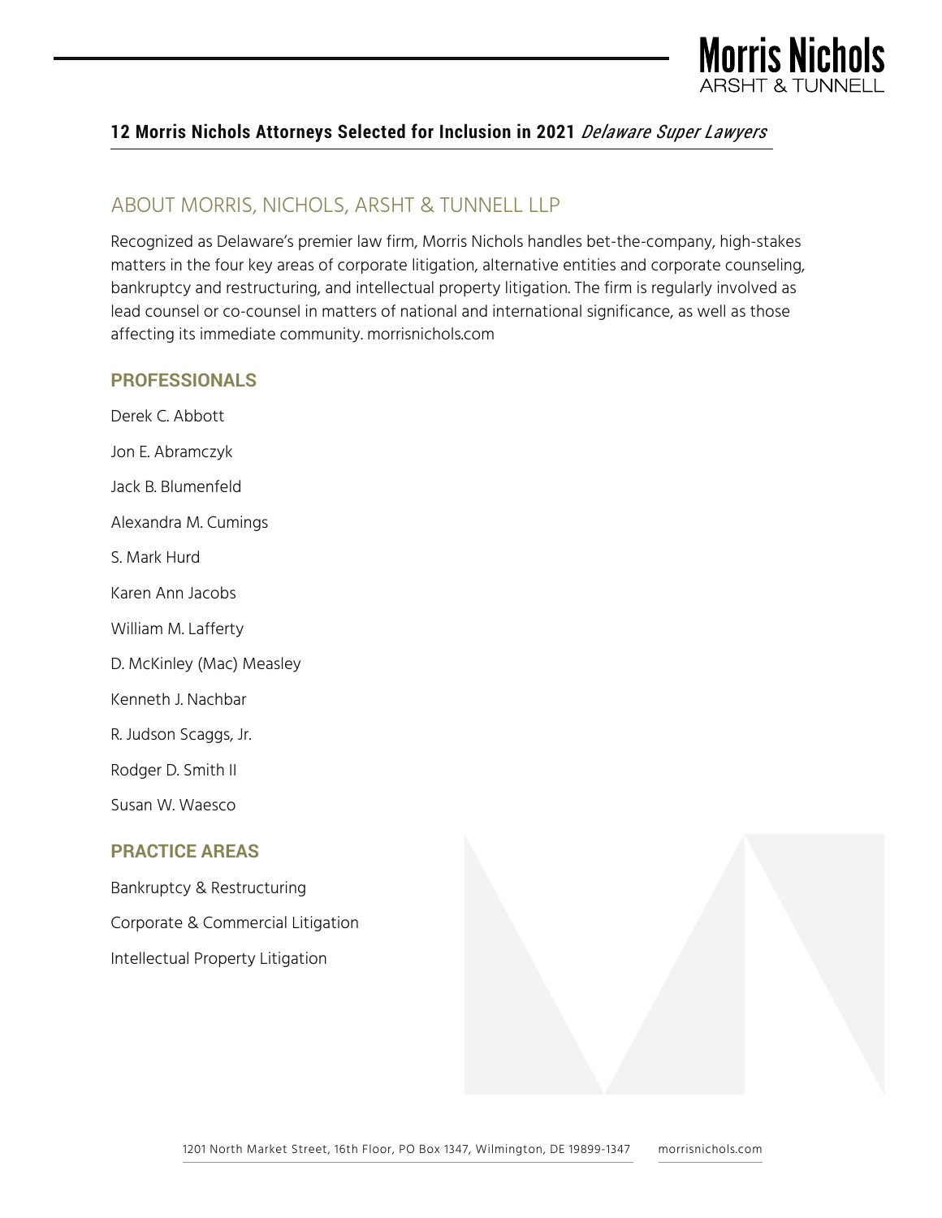**12 Morris Nichols Attorneys Selected for Inclusion in 2021 *Delaware Super Lawyers***

## ABOUT MORRIS, NICHOLS, ARSHT & TUNNELL LLP

Recognized as Delaware's premier law firm, Morris Nichols handles bet-the-company, high-stakes matters in the four key areas of corporate litigation, alternative entities and corporate counseling, bankruptcy and restructuring, and intellectual property litigation. The firm is regularly involved as lead counsel or co-counsel in matters of national and international significance, as well as those affecting its immediate community. morrisnichols.com

### PROFESSIONALS

Derek C. Abbott

Jon E. Abramczyk

Jack B. Blumenfeld

Alexandra M. Cumings

S. Mark Hurd

Karen Ann Jacobs

William M. Lafferty

D. McKinley (Mac) Measley

Kenneth J. Nachbar

R. Judson Scaggs, Jr.

Rodger D. Smith II

Susan W. Waesco

### PRACTICE AREAS

Bankruptcy & Restructuring

Corporate & Commercial Litigation

Intellectual Property Litigation